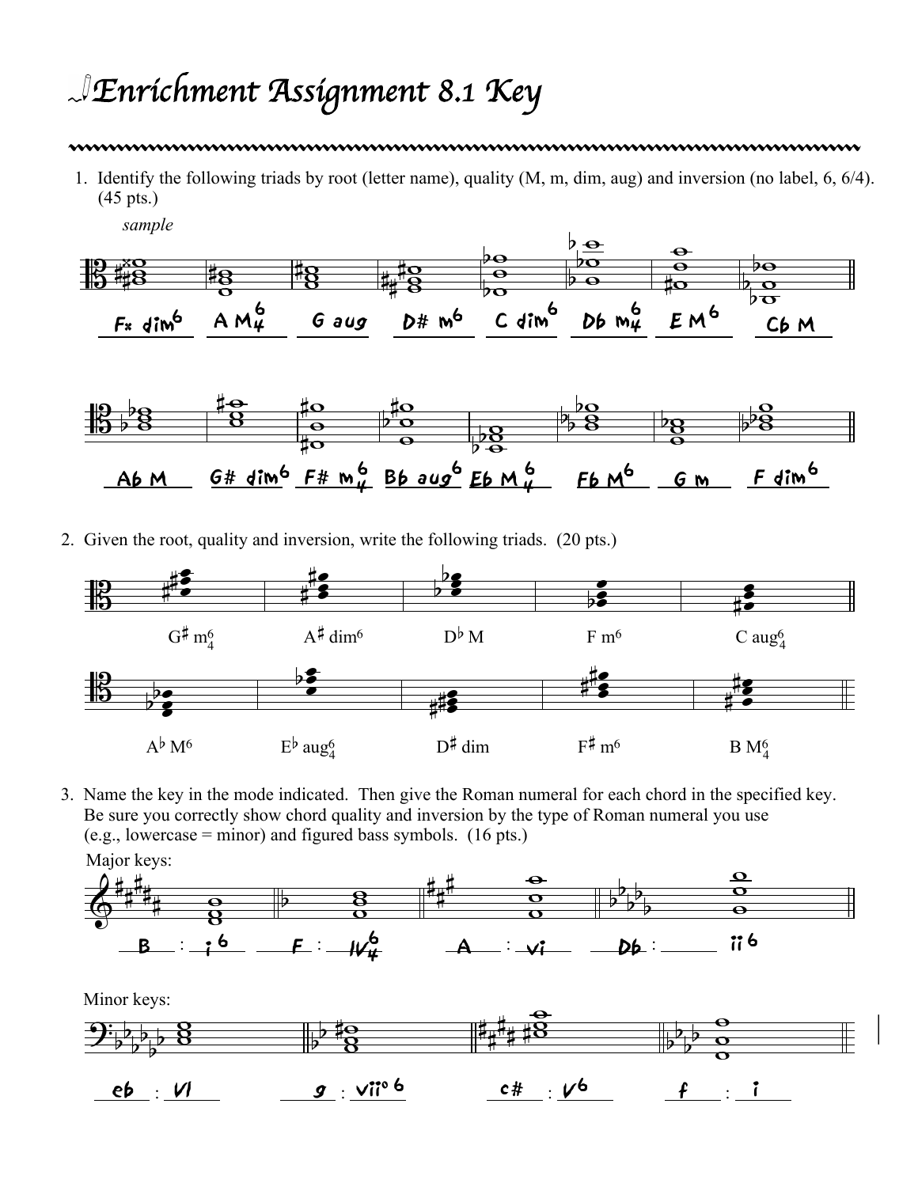# Enrichment Assignment 8.1 Key

1. Identify the following triads by root (letter name), quality (M, m, dim, aug) and inversion (no label, 6, 6/4). (45 pts.)

*sample*

F𝄪 dim⁶ &nbsp;&nbsp; A M 6/4 &nbsp;&nbsp; G aug &nbsp;&nbsp; D# m⁶ &nbsp;&nbsp; C dim⁶ &nbsp;&nbsp; Db m 6/4 &nbsp;&nbsp; E M⁶ &nbsp;&nbsp; Cb M

Ab M &nbsp;&nbsp; G# dim⁶ &nbsp;&nbsp; F# m 6/4 &nbsp;&nbsp; Bb aug⁶ &nbsp;&nbsp; Eb M 6/4 &nbsp;&nbsp; Fb M⁶ &nbsp;&nbsp; G m &nbsp;&nbsp; F dim⁶

2. Given the root, quality and inversion, write the following triads. (20 pts.)

G♯ m 6/4 &nbsp;&nbsp; A♯ dim⁶ &nbsp;&nbsp; D♭ M &nbsp;&nbsp; F m⁶ &nbsp;&nbsp; C aug 6/4

A♭ M⁶ &nbsp;&nbsp; E♭ aug 6/4 &nbsp;&nbsp; D♯ dim &nbsp;&nbsp; F♯ m⁶ &nbsp;&nbsp; B M 6/4

3. Name the key in the mode indicated. Then give the Roman numeral for each chord in the specified key. Be sure you correctly show chord quality and inversion by the type of Roman numeral you use (e.g., lowercase = minor) and figured bass symbols. (16 pts.)

Major keys:

B : i⁶ &nbsp;&nbsp; F : IV 6/4 &nbsp;&nbsp; A : vi &nbsp;&nbsp; Db : ii⁶

Minor keys:

eb : VI &nbsp;&nbsp; g : vii°⁶ &nbsp;&nbsp; c# : V⁶ &nbsp;&nbsp; f : i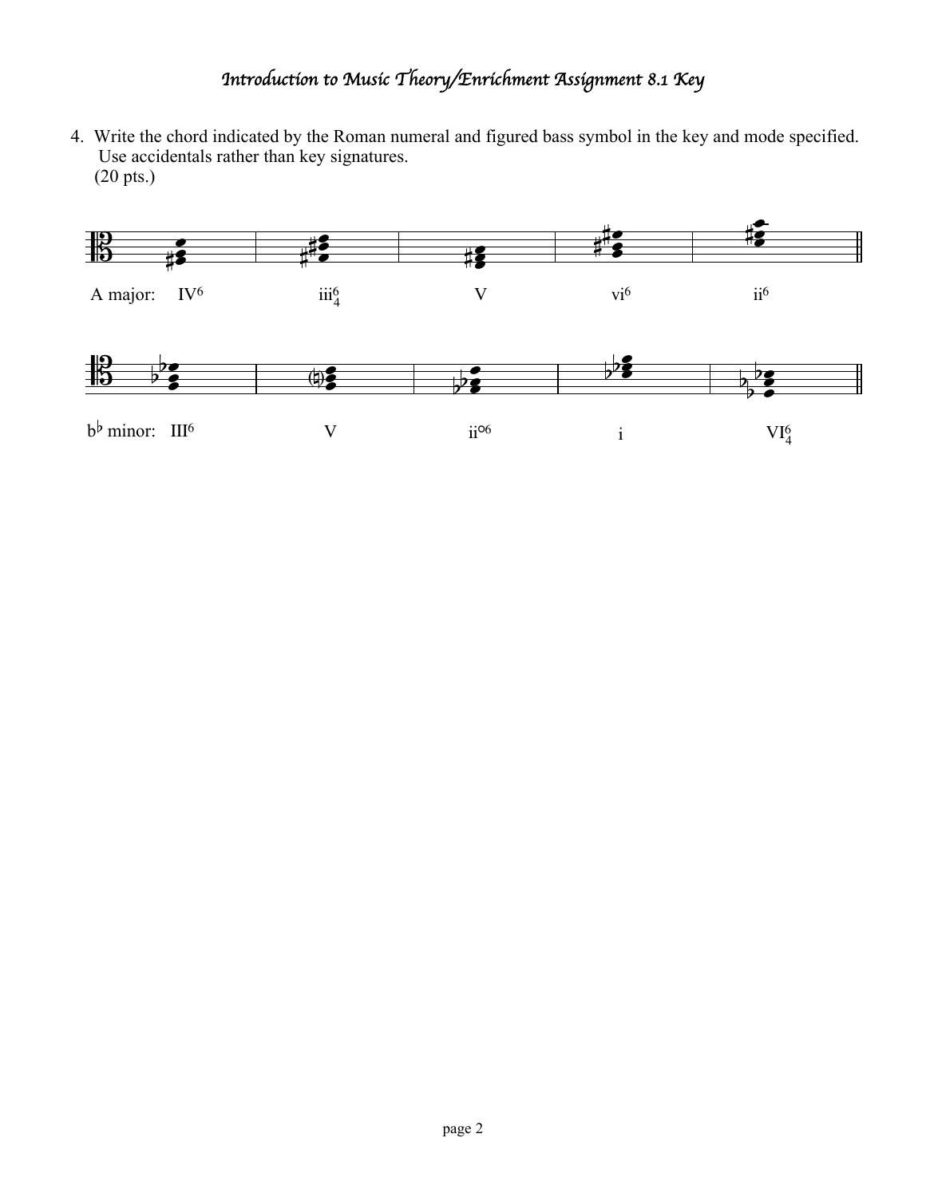# *Introduction to Music Theory/Enrichment Assignment 8.1 Key*

4. Write the chord indicated by the Roman numeral and figured bass symbol in the key and mode specified. Use accidentals rather than key signatures.
(20 pts.)

A major: $IV^6$ $iii^6_4$ $V$ $vi^6$ $ii^6$

b♭ minor: $III^6$ $V$ $ii^{o6}$ $i$ $VI^6_4$